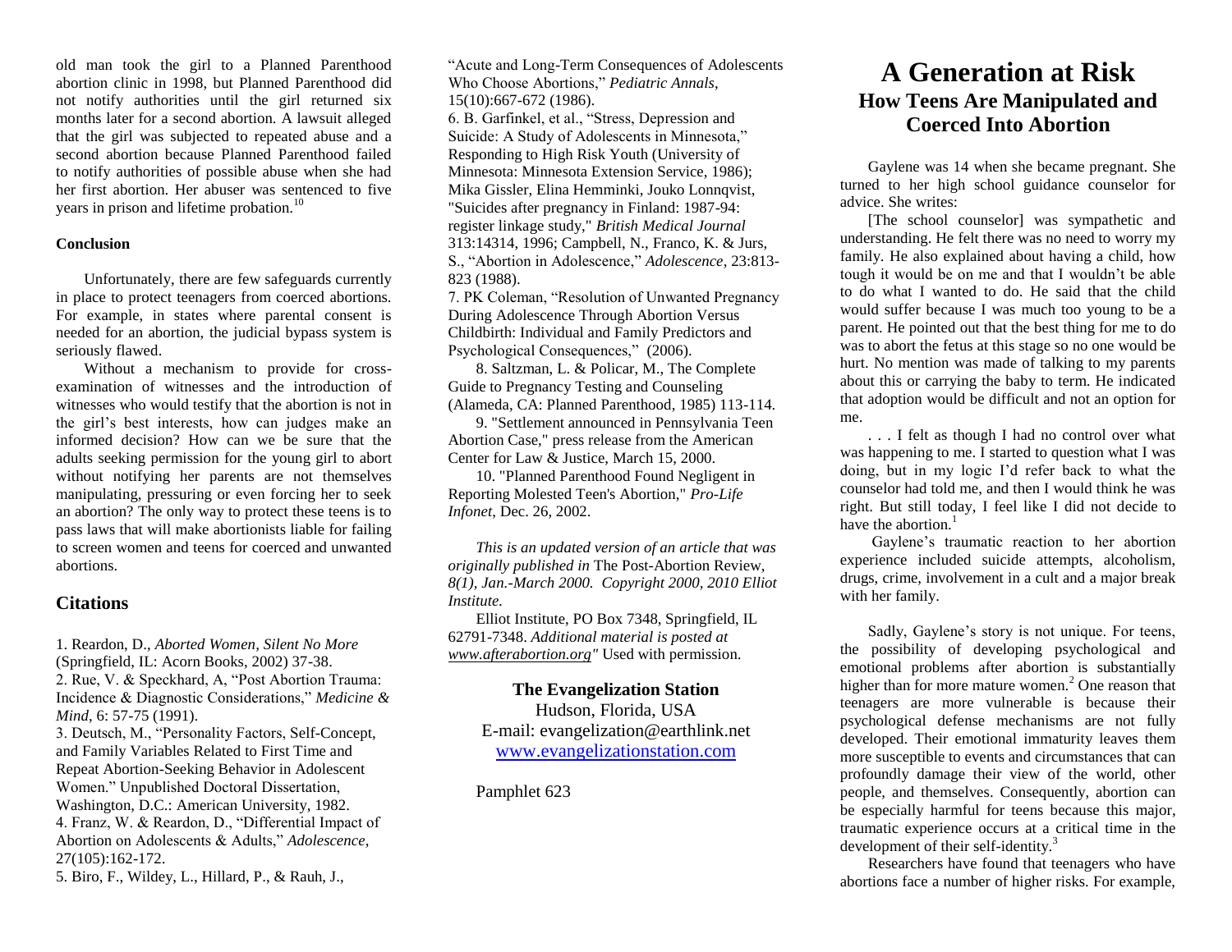old man took the girl to a Planned Parenthood abortion clinic in 1998, but Planned Parenthood did not notify authorities until the girl returned six months later for a second abortion. A lawsuit alleged that the girl was subjected to repeated abuse and a second abortion because Planned Parenthood failed to notify authorities of possible abuse when she had her first abortion. Her abuser was sentenced to five years in prison and lifetime probation.[10]

**Conclusion**

Unfortunately, there are few safeguards currently in place to protect teenagers from coerced abortions. For example, in states where parental consent is needed for an abortion, the judicial bypass system is seriously flawed.

Without a mechanism to provide for cross-examination of witnesses and the introduction of witnesses who would testify that the abortion is not in the girl's best interests, how can judges make an informed decision? How can we be sure that the adults seeking permission for the young girl to abort without notifying her parents are not themselves manipulating, pressuring or even forcing her to seek an abortion? The only way to protect these teens is to pass laws that will make abortionists liable for failing to screen women and teens for coerced and unwanted abortions.

## Citations

1. Reardon, D., *Aborted Women, Silent No More* (Springfield, IL: Acorn Books, 2002) 37-38.
2. Rue, V. & Speckhard, A, "Post Abortion Trauma: Incidence & Diagnostic Considerations," *Medicine & Mind*, 6: 57-75 (1991).
3. Deutsch, M., "Personality Factors, Self-Concept, and Family Variables Related to First Time and Repeat Abortion-Seeking Behavior in Adolescent Women." Unpublished Doctoral Dissertation, Washington, D.C.: American University, 1982.
4. Franz, W. & Reardon, D., "Differential Impact of Abortion on Adolescents & Adults," *Adolescence*, 27(105):162-172.
5. Biro, F., Wildey, L., Hillard, P., & Rauh, J., "Acute and Long-Term Consequences of Adolescents Who Choose Abortions," *Pediatric Annals*, 15(10):667-672 (1986).
6. B. Garfinkel, et al., "Stress, Depression and Suicide: A Study of Adolescents in Minnesota," Responding to High Risk Youth (University of Minnesota: Minnesota Extension Service, 1986); Mika Gissler, Elina Hemminki, Jouko Lonnqvist, "Suicides after pregnancy in Finland: 1987-94: register linkage study," *British Medical Journal* 313:14314, 1996; Campbell, N., Franco, K. & Jurs, S., "Abortion in Adolescence," *Adolescence*, 23:813-823 (1988).
7. PK Coleman, "Resolution of Unwanted Pregnancy During Adolescence Through Abortion Versus Childbirth: Individual and Family Predictors and Psychological Consequences," (2006).
8. Saltzman, L. & Policar, M., The Complete Guide to Pregnancy Testing and Counseling (Alameda, CA: Planned Parenthood, 1985) 113-114.
9. "Settlement announced in Pennsylvania Teen Abortion Case," press release from the American Center for Law & Justice, March 15, 2000.
10. "Planned Parenthood Found Negligent in Reporting Molested Teen's Abortion," *Pro-Life Infonet*, Dec. 26, 2002.

*This is an updated version of an article that was originally published in* The Post-Abortion Review, *8(1), Jan.-March 2000. Copyright 2000, 2010 Elliot Institute.*

Elliot Institute, PO Box 7348, Springfield, IL 62791-7348. *Additional material is posted at www.afterabortion.org"* Used with permission.

**The Evangelization Station**
Hudson, Florida, USA
E-mail: evangelization@earthlink.net
www.evangelizationstation.com

Pamphlet 623

# A Generation at Risk
## How Teens Are Manipulated and Coerced Into Abortion

Gaylene was 14 when she became pregnant. She turned to her high school guidance counselor for advice. She writes:

[The school counselor] was sympathetic and understanding. He felt there was no need to worry my family. He also explained about having a child, how tough it would be on me and that I wouldn't be able to do what I wanted to do. He said that the child would suffer because I was much too young to be a parent. He pointed out that the best thing for me to do was to abort the fetus at this stage so no one would be hurt. No mention was made of talking to my parents about this or carrying the baby to term. He indicated that adoption would be difficult and not an option for me.

. . . I felt as though I had no control over what was happening to me. I started to question what I was doing, but in my logic I'd refer back to what the counselor had told me, and then I would think he was right. But still today, I feel like I did not decide to have the abortion.[1]

Gaylene's traumatic reaction to her abortion experience included suicide attempts, alcoholism, drugs, crime, involvement in a cult and a major break with her family.

Sadly, Gaylene's story is not unique. For teens, the possibility of developing psychological and emotional problems after abortion is substantially higher than for more mature women.[2] One reason that teenagers are more vulnerable is because their psychological defense mechanisms are not fully developed. Their emotional immaturity leaves them more susceptible to events and circumstances that can profoundly damage their view of the world, other people, and themselves. Consequently, abortion can be especially harmful for teens because this major, traumatic experience occurs at a critical time in the development of their self-identity.[3]

Researchers have found that teenagers who have abortions face a number of higher risks. For example,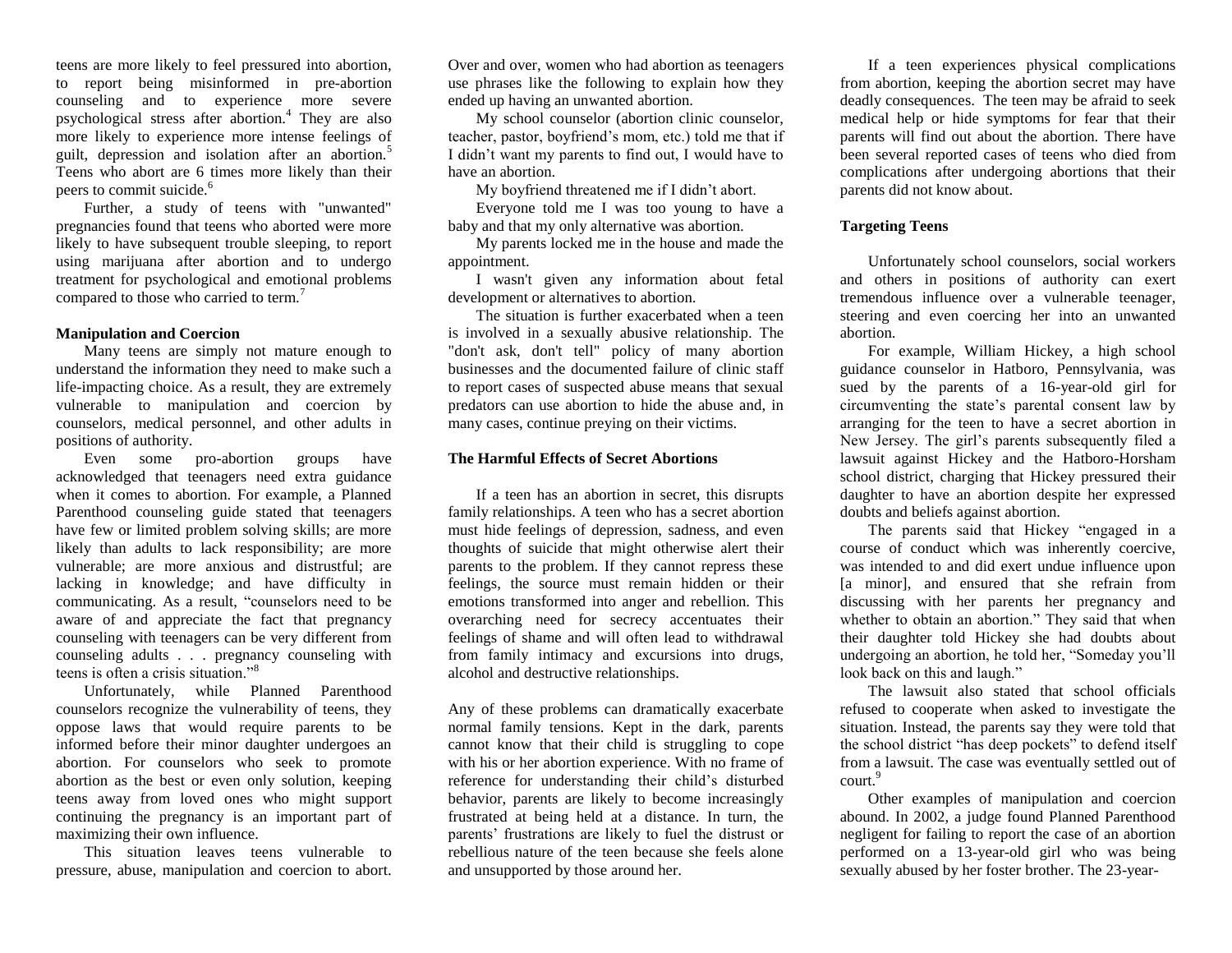teens are more likely to feel pressured into abortion, to report being misinformed in pre-abortion counseling and to experience more severe psychological stress after abortion.[4] They are also more likely to experience more intense feelings of guilt, depression and isolation after an abortion.[5] Teens who abort are 6 times more likely than their peers to commit suicide.[6]

Further, a study of teens with "unwanted" pregnancies found that teens who aborted were more likely to have subsequent trouble sleeping, to report using marijuana after abortion and to undergo treatment for psychological and emotional problems compared to those who carried to term.[7]

**Manipulation and Coercion**

Many teens are simply not mature enough to understand the information they need to make such a life-impacting choice. As a result, they are extremely vulnerable to manipulation and coercion by counselors, medical personnel, and other adults in positions of authority.

Even some pro-abortion groups have acknowledged that teenagers need extra guidance when it comes to abortion. For example, a Planned Parenthood counseling guide stated that teenagers have few or limited problem solving skills; are more likely than adults to lack responsibility; are more vulnerable; are more anxious and distrustful; are lacking in knowledge; and have difficulty in communicating. As a result, "counselors need to be aware of and appreciate the fact that pregnancy counseling with teenagers can be very different from counseling adults . . . pregnancy counseling with teens is often a crisis situation."[8]

Unfortunately, while Planned Parenthood counselors recognize the vulnerability of teens, they oppose laws that would require parents to be informed before their minor daughter undergoes an abortion. For counselors who seek to promote abortion as the best or even only solution, keeping teens away from loved ones who might support continuing the pregnancy is an important part of maximizing their own influence.

This situation leaves teens vulnerable to pressure, abuse, manipulation and coercion to abort. Over and over, women who had abortion as teenagers use phrases like the following to explain how they ended up having an unwanted abortion.

My school counselor (abortion clinic counselor, teacher, pastor, boyfriend's mom, etc.) told me that if I didn't want my parents to find out, I would have to have an abortion.

My boyfriend threatened me if I didn't abort.

Everyone told me I was too young to have a baby and that my only alternative was abortion.

My parents locked me in the house and made the appointment.

I wasn't given any information about fetal development or alternatives to abortion.

The situation is further exacerbated when a teen is involved in a sexually abusive relationship. The "don't ask, don't tell" policy of many abortion businesses and the documented failure of clinic staff to report cases of suspected abuse means that sexual predators can use abortion to hide the abuse and, in many cases, continue preying on their victims.

**The Harmful Effects of Secret Abortions**

If a teen has an abortion in secret, this disrupts family relationships. A teen who has a secret abortion must hide feelings of depression, sadness, and even thoughts of suicide that might otherwise alert their parents to the problem. If they cannot repress these feelings, the source must remain hidden or their emotions transformed into anger and rebellion. This overarching need for secrecy accentuates their feelings of shame and will often lead to withdrawal from family intimacy and excursions into drugs, alcohol and destructive relationships.

Any of these problems can dramatically exacerbate normal family tensions. Kept in the dark, parents cannot know that their child is struggling to cope with his or her abortion experience. With no frame of reference for understanding their child's disturbed behavior, parents are likely to become increasingly frustrated at being held at a distance. In turn, the parents' frustrations are likely to fuel the distrust or rebellious nature of the teen because she feels alone and unsupported by those around her.

If a teen experiences physical complications from abortion, keeping the abortion secret may have deadly consequences. The teen may be afraid to seek medical help or hide symptoms for fear that their parents will find out about the abortion. There have been several reported cases of teens who died from complications after undergoing abortions that their parents did not know about.

**Targeting Teens**

Unfortunately school counselors, social workers and others in positions of authority can exert tremendous influence over a vulnerable teenager, steering and even coercing her into an unwanted abortion.

For example, William Hickey, a high school guidance counselor in Hatboro, Pennsylvania, was sued by the parents of a 16-year-old girl for circumventing the state's parental consent law by arranging for the teen to have a secret abortion in New Jersey. The girl's parents subsequently filed a lawsuit against Hickey and the Hatboro-Horsham school district, charging that Hickey pressured their daughter to have an abortion despite her expressed doubts and beliefs against abortion.

The parents said that Hickey "engaged in a course of conduct which was inherently coercive, was intended to and did exert undue influence upon [a minor], and ensured that she refrain from discussing with her parents her pregnancy and whether to obtain an abortion." They said that when their daughter told Hickey she had doubts about undergoing an abortion, he told her, "Someday you'll look back on this and laugh."

The lawsuit also stated that school officials refused to cooperate when asked to investigate the situation. Instead, the parents say they were told that the school district "has deep pockets" to defend itself from a lawsuit. The case was eventually settled out of court.[9]

Other examples of manipulation and coercion abound. In 2002, a judge found Planned Parenthood negligent for failing to report the case of an abortion performed on a 13-year-old girl who was being sexually abused by her foster brother. The 23-year-